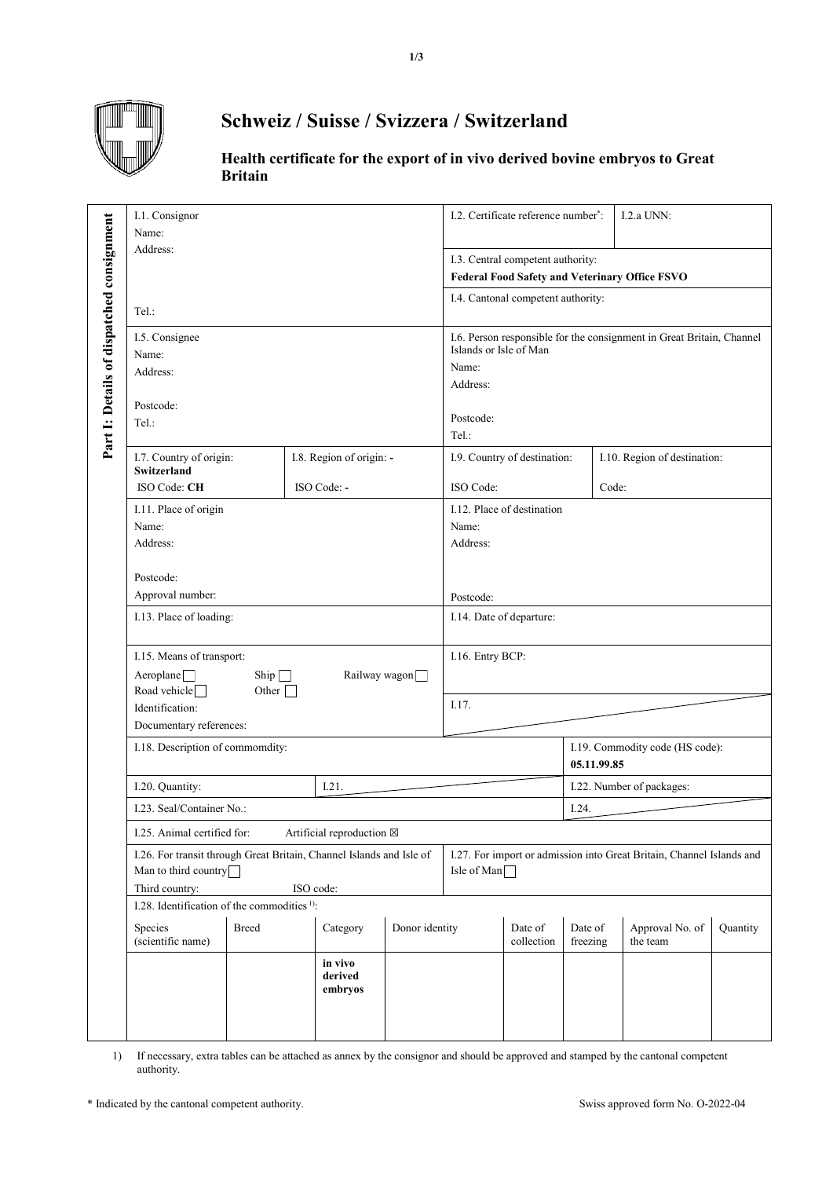# Schweiz / Suisse / Svizzera / Switzerland

## Health certificate for the export of in vivo derived bovine embryos to Great Britain

**Part I: Details of dispatched consignment**

| | |
|---|---|
| I.1. Consignor<br>Name:<br>Address:<br><br>Tel.: | I.2. Certificate reference number*: / I.2.a UNN:<br>I.3. Central competent authority: **Federal Food Safety and Veterinary Office FSVO**<br>I.4. Cantonal competent authority: |
| I.5. Consignee<br>Name:<br>Address:<br>Postcode:<br>Tel.: | I.6. Person responsible for the consignment in Great Britain, Channel Islands or Isle of Man<br>Name:<br>Address:<br>Postcode:<br>Tel.: |
| I.7. Country of origin: **Switzerland** ISO Code: **CH** / I.8. Region of origin: **-** ISO Code: **-** | I.9. Country of destination: ISO Code: / I.10. Region of destination: Code: |
| I.11. Place of origin<br>Name:<br>Address:<br>Postcode:<br>Approval number: | I.12. Place of destination<br>Name:<br>Address:<br>Postcode: |
| I.13. Place of loading: | I.14. Date of departure: |
| I.15. Means of transport:<br>Aeroplane ☐ Ship ☐ Railway wagon ☐<br>Road vehicle ☐ Other ☐<br>Identification:<br>Documentary references: | I.16. Entry BCP:<br>I.17. |
| I.18. Description of commomdity: | I.19. Commodity code (HS code): **05.11.99.85** |
| I.20. Quantity: / I.21. | I.22. Number of packages: |
| I.23. Seal/Container No.: | I.24. |
| I.25. Animal certified for: Artificial reproduction ☒ | |
| I.26. For transit through Great Britain, Channel Islands and Isle of Man to third country ☐<br>Third country: ISO code: | I.27. For import or admission into Great Britain, Channel Islands and Isle of Man ☐ |

I.28. Identification of the commodities [1]:

| Species (scientific name) | Breed | Category | Donor identity | Date of collection | Date of freezing | Approval No. of the team | Quantity |
|---|---|---|---|---|---|---|---|
| | | **in vivo derived embryos** | | | | | |

1) If necessary, extra tables can be attached as annex by the consignor and should be approved and stamped by the cantonal competent authority.

\* Indicated by the cantonal competent authority.

Swiss approved form No. O-2022-04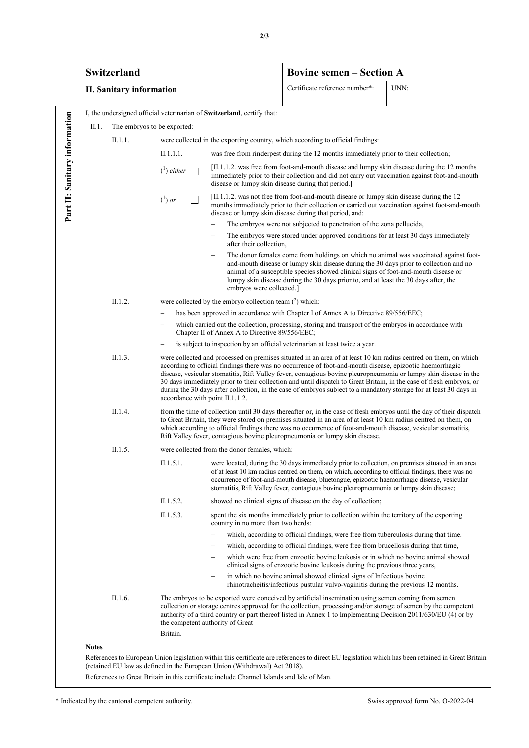| **Switzerland** | **Bovine semen – Section A** | |
|---|---|---|
| **II. Sanitary information** | Certificate reference number*: | UNN: |

**Part II: Sanitary information**

I, the undersigned official veterinarian of **Switzerland**, certify that:

II.1. The embryos to be exported:

II.1.1. were collected in the exporting country, which according to official findings:

II.1.1.1. was free from rinderpest during the 12 months immediately prior to their collection;

([1]) *either* ☐ [II.1.1.2. was free from foot-and-mouth disease and lumpy skin disease during the 12 months immediately prior to their collection and did not carry out vaccination against foot-and-mouth disease or lumpy skin disease during that period.]

([1]) *or* ☐ [II.1.1.2. was not free from foot-and-mouth disease or lumpy skin disease during the 12 months immediately prior to their collection or carried out vaccination against foot-and-mouth disease or lumpy skin disease during that period, and:

- The embryos were not subjected to penetration of the zona pellucida,
- The embryos were stored under approved conditions for at least 30 days immediately after their collection,
- The donor females come from holdings on which no animal was vaccinated against foot-and-mouth disease or lumpy skin disease during the 30 days prior to collection and no animal of a susceptible species showed clinical signs of foot-and-mouth disease or lumpy skin disease during the 30 days prior to, and at least the 30 days after, the embryos were collected.]

II.1.2. were collected by the embryo collection team ([2]) which:

- has been approved in accordance with Chapter I of Annex A to Directive 89/556/EEC;
- which carried out the collection, processing, storing and transport of the embryos in accordance with Chapter II of Annex A to Directive 89/556/EEC;
- is subject to inspection by an official veterinarian at least twice a year.

II.1.3. were collected and processed on premises situated in an area of at least 10 km radius centred on them, on which according to official findings there was no occurrence of foot-and-mouth disease, epizootic haemorrhagic disease, vesicular stomatitis, Rift Valley fever, contagious bovine pleuropneumonia or lumpy skin disease in the 30 days immediately prior to their collection and until dispatch to Great Britain, in the case of fresh embryos, or during the 30 days after collection, in the case of embryos subject to a mandatory storage for at least 30 days in accordance with point II.1.1.2.

II.1.4. from the time of collection until 30 days thereafter or, in the case of fresh embryos until the day of their dispatch to Great Britain, they were stored on premises situated in an area of at least 10 km radius centred on them, on which according to official findings there was no occurrence of foot-and-mouth disease, vesicular stomatitis, Rift Valley fever, contagious bovine pleuropneumonia or lumpy skin disease.

II.1.5. were collected from the donor females, which:

II.1.5.1. were located, during the 30 days immediately prior to collection, on premises situated in an area of at least 10 km radius centred on them, on which, according to official findings, there was no occurrence of foot-and-mouth disease, bluetongue, epizootic haemorrhagic disease, vesicular stomatitis, Rift Valley fever, contagious bovine pleuropneumonia or lumpy skin disease;

II.1.5.2. showed no clinical signs of disease on the day of collection;

II.1.5.3. spent the six months immediately prior to collection within the territory of the exporting country in no more than two herds:

- which, according to official findings, were free from tuberculosis during that time.
- which, according to official findings, were free from brucellosis during that time,
- which were free from enzootic bovine leukosis or in which no bovine animal showed clinical signs of enzootic bovine leukosis during the previous three years,
- in which no bovine animal showed clinical signs of Infectious bovine rhinotracheitis/infectious pustular vulvo-vaginitis during the previous 12 months.

II.1.6. The embryos to be exported were conceived by artificial insemination using semen coming from semen collection or storage centres approved for the collection, processing and/or storage of semen by the competent authority of a third country or part thereof listed in Annex 1 to Implementing Decision 2011/630/EU (4) or by the competent authority of Great Britain.

**Notes**

References to European Union legislation within this certificate are references to direct EU legislation which has been retained in Great Britain (retained EU law as defined in the European Union (Withdrawal) Act 2018).

References to Great Britain in this certificate include Channel Islands and Isle of Man.

\* Indicated by the cantonal competent authority.

Swiss approved form No. O-2022-04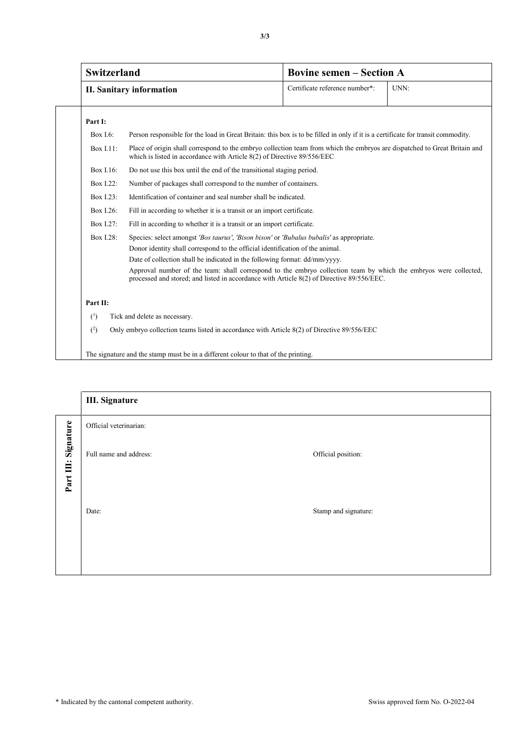| **Switzerland** | **Bovine semen – Section A** | |
|---|---|---|
| **II. Sanitary information** | Certificate reference number*: | UNN: |

**Part I:**

Box I.6: Person responsible for the load in Great Britain: this box is to be filled in only if it is a certificate for transit commodity.

Box I.11: Place of origin shall correspond to the embryo collection team from which the embryos are dispatched to Great Britain and which is listed in accordance with Article 8(2) of Directive 89/556/EEC

Box I.16: Do not use this box until the end of the transitional staging period.

Box I.22: Number of packages shall correspond to the number of containers.

Box I.23: Identification of container and seal number shall be indicated.

Box I.26: Fill in according to whether it is a transit or an import certificate.

Box I.27: Fill in according to whether it is a transit or an import certificate.

Box I.28: Species: select amongst *'Bos taurus'*, *'Bison bison'* or *'Bubalus bubalis'* as appropriate.
Donor identity shall correspond to the official identification of the animal.
Date of collection shall be indicated in the following format: dd/mm/yyyy.
Approval number of the team: shall correspond to the embryo collection team by which the embryos were collected, processed and stored; and listed in accordance with Article 8(2) of Directive 89/556/EEC.

**Part II:**

(1) Tick and delete as necessary.

(2) Only embryo collection teams listed in accordance with Article 8(2) of Directive 89/556/EEC

The signature and the stamp must be in a different colour to that of the printing.

**III. Signature**

**Part III: Signature**

Official veterinarian:

Full name and address: Official position:

Date: Stamp and signature:

\* Indicated by the cantonal competent authority.

Swiss approved form No. O-2022-04